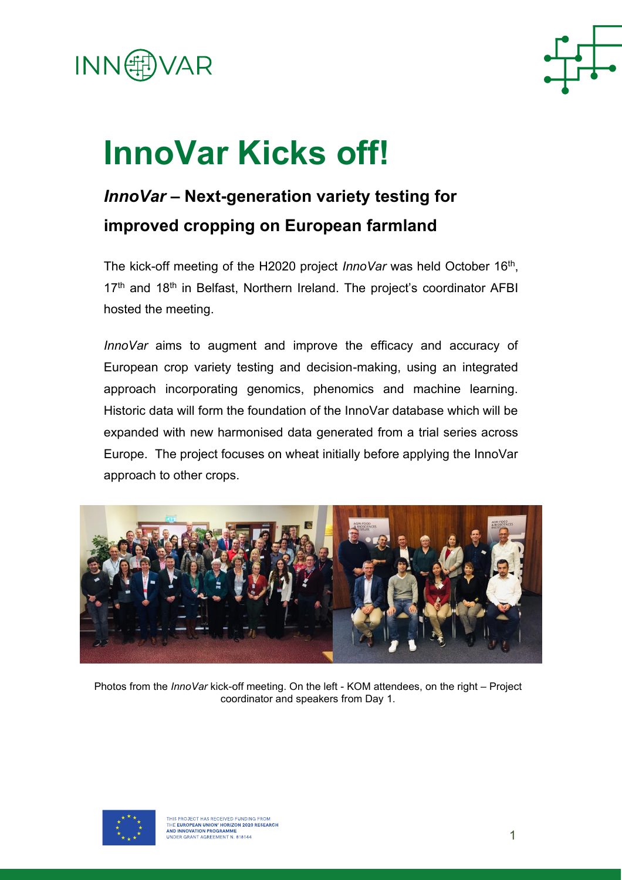# InnoVar Kicks off!

## *InnoVar* – Next-generation variety testing for improved cropping on European farmland

The kick-off meeting of the H2020 project *InnoVar* was held October 16th, 17th and 18th in Belfast, Northern Ireland. The project's coordinator AFBI hosted the meeting.

*InnoVar* aims to augment and improve the efficacy and accuracy of European crop variety testing and decision-making, using an integrated approach incorporating genomics, phenomics and machine learning. Historic data will form the foundation of the InnoVar database which will be expanded with new harmonised data generated from a trial series across Europe. The project focuses on wheat initially before applying the InnoVar approach to other crops.

Photos from the *InnoVar* kick-off meeting. On the left - KOM attendees, on the right – Project coordinator and speakers from Day 1.

THIS PROJECT HAS RECEIVED FUNDING FROM THE **EUROPEAN UNION' HORIZON 2020 RESEARCH AND INNOVATION PROGRAMME** UNDER GRANT AGREEMENT N. 818144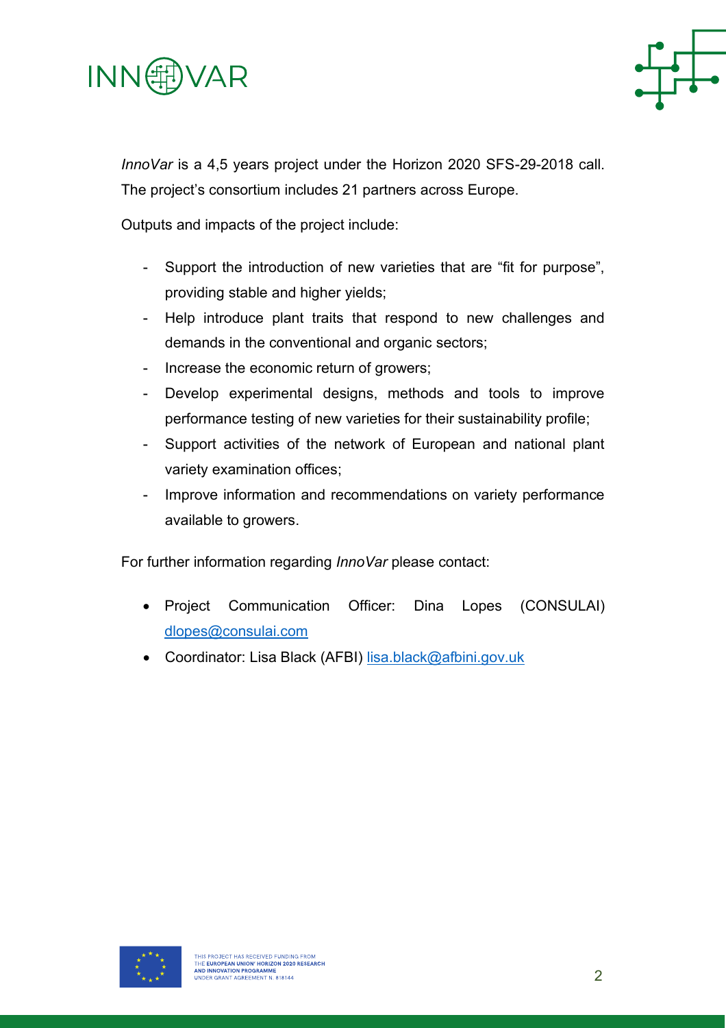*InnoVar* is a 4,5 years project under the Horizon 2020 SFS-29-2018 call. The project's consortium includes 21 partners across Europe.

Outputs and impacts of the project include:

- Support the introduction of new varieties that are "fit for purpose", providing stable and higher yields;
- Help introduce plant traits that respond to new challenges and demands in the conventional and organic sectors;
- Increase the economic return of growers;
- Develop experimental designs, methods and tools to improve performance testing of new varieties for their sustainability profile;
- Support activities of the network of European and national plant variety examination offices;
- Improve information and recommendations on variety performance available to growers.

For further information regarding *InnoVar* please contact:

- Project Communication Officer: Dina Lopes (CONSULAI) dlopes@consulai.com
- Coordinator: Lisa Black (AFBI) lisa.black@afbini.gov.uk

THIS PROJECT HAS RECEIVED FUNDING FROM THE **EUROPEAN UNION' HORIZON 2020 RESEARCH AND INNOVATION PROGRAMME** UNDER GRANT AGREEMENT N. 818144